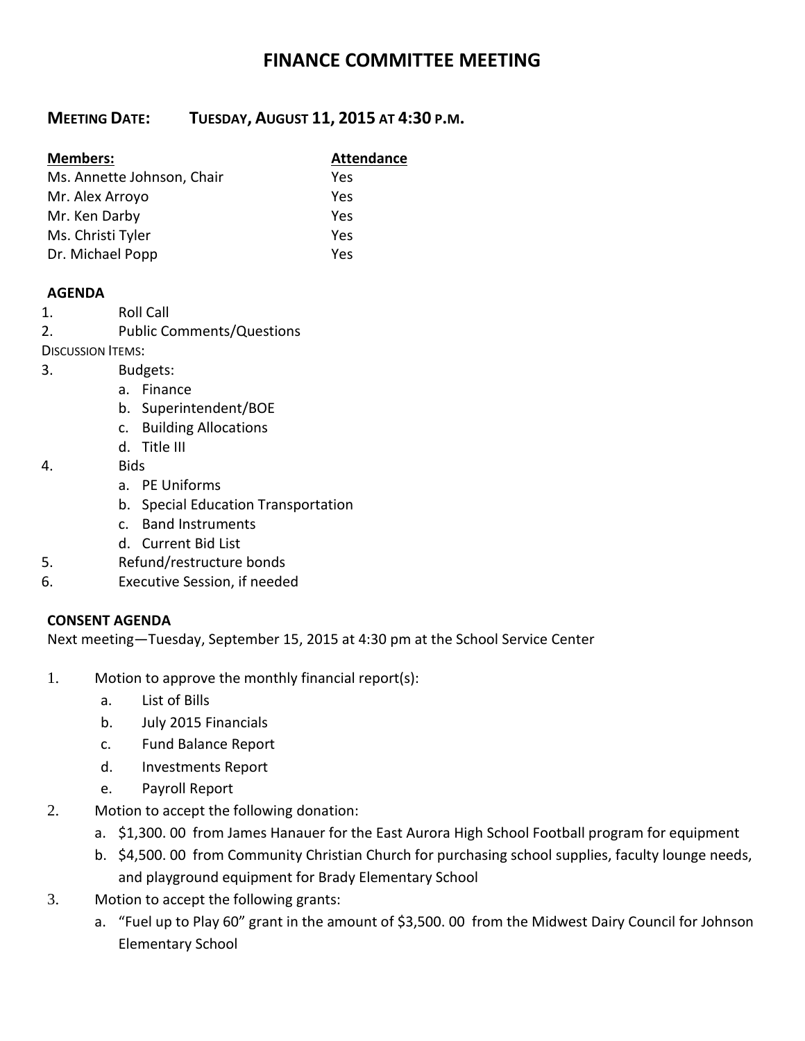# FINANCE COMMITTEE MEETING

**MEETING DATE: TUESDAY, AUGUST 11, 2015 AT 4:30 P.M.**

| Members: | Attendance |
|---|---|
| Ms. Annette Johnson, Chair | Yes |
| Mr. Alex Arroyo | Yes |
| Mr. Ken Darby | Yes |
| Ms. Christi Tyler | Yes |
| Dr. Michael Popp | Yes |

**AGENDA**

1. Roll Call
2. Public Comments/Questions

DISCUSSION ITEMS:

3. Budgets:
   a. Finance
   b. Superintendent/BOE
   c. Building Allocations
   d. Title III
4. Bids
   a. PE Uniforms
   b. Special Education Transportation
   c. Band Instruments
   d. Current Bid List
5. Refund/restructure bonds
6. Executive Session, if needed

**CONSENT AGENDA**

Next meeting—Tuesday, September 15, 2015 at 4:30 pm at the School Service Center

1. Motion to approve the monthly financial report(s):
   a. List of Bills
   b. July 2015 Financials
   c. Fund Balance Report
   d. Investments Report
   e. Payroll Report
2. Motion to accept the following donation:
   a. $1,300. 00 from James Hanauer for the East Aurora High School Football program for equipment
   b. $4,500. 00 from Community Christian Church for purchasing school supplies, faculty lounge needs, and playground equipment for Brady Elementary School
3. Motion to accept the following grants:
   a. "Fuel up to Play 60" grant in the amount of $3,500. 00 from the Midwest Dairy Council for Johnson Elementary School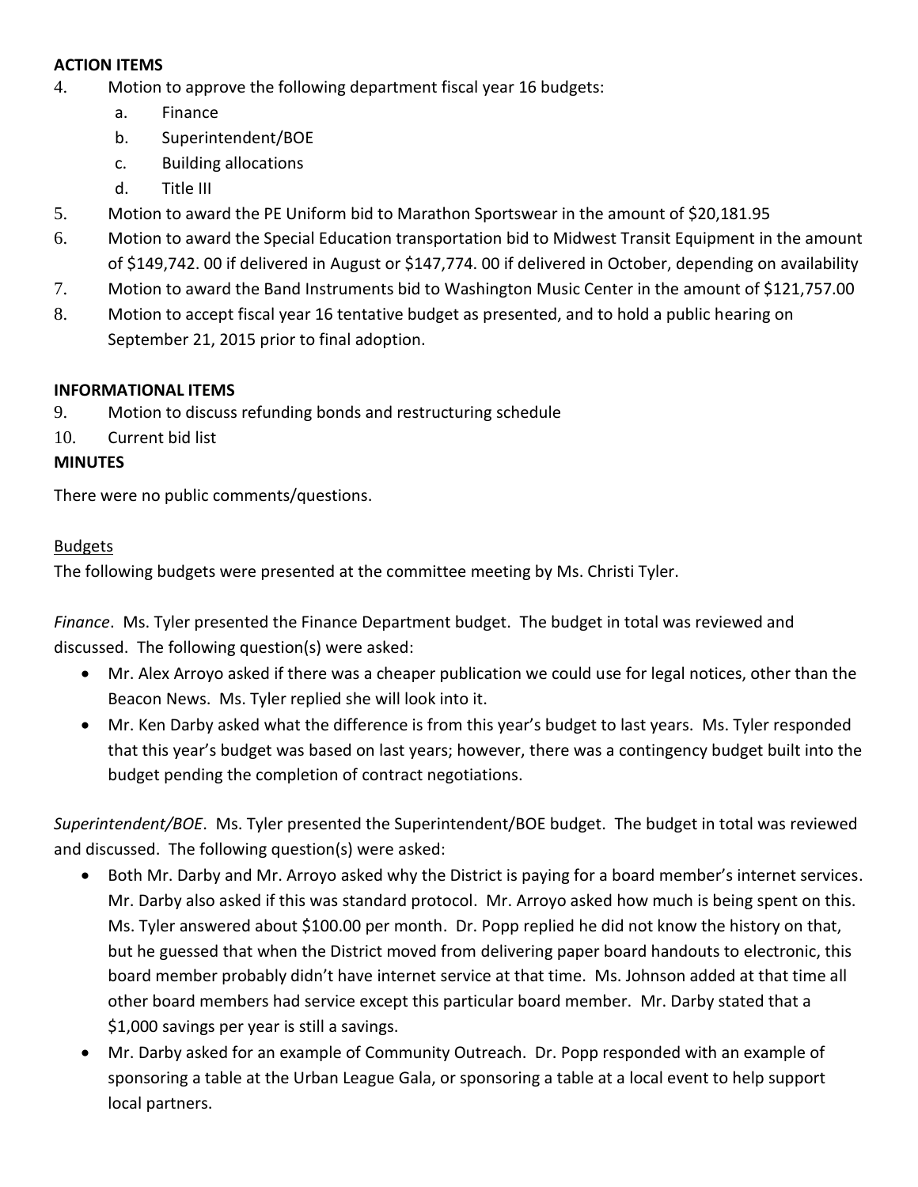**ACTION ITEMS**

4. Motion to approve the following department fiscal year 16 budgets:
   a. Finance
   b. Superintendent/BOE
   c. Building allocations
   d. Title III
5. Motion to award the PE Uniform bid to Marathon Sportswear in the amount of $20,181.95
6. Motion to award the Special Education transportation bid to Midwest Transit Equipment in the amount of $149,742. 00 if delivered in August or $147,774. 00 if delivered in October, depending on availability
7. Motion to award the Band Instruments bid to Washington Music Center in the amount of $121,757.00
8. Motion to accept fiscal year 16 tentative budget as presented, and to hold a public hearing on September 21, 2015 prior to final adoption.

**INFORMATIONAL ITEMS**

9. Motion to discuss refunding bonds and restructuring schedule
10. Current bid list

**MINUTES**

There were no public comments/questions.

Budgets

The following budgets were presented at the committee meeting by Ms. Christi Tyler.

*Finance*. Ms. Tyler presented the Finance Department budget. The budget in total was reviewed and discussed. The following question(s) were asked:

- Mr. Alex Arroyo asked if there was a cheaper publication we could use for legal notices, other than the Beacon News. Ms. Tyler replied she will look into it.
- Mr. Ken Darby asked what the difference is from this year's budget to last years. Ms. Tyler responded that this year's budget was based on last years; however, there was a contingency budget built into the budget pending the completion of contract negotiations.

*Superintendent/BOE*. Ms. Tyler presented the Superintendent/BOE budget. The budget in total was reviewed and discussed. The following question(s) were asked:

- Both Mr. Darby and Mr. Arroyo asked why the District is paying for a board member's internet services. Mr. Darby also asked if this was standard protocol. Mr. Arroyo asked how much is being spent on this. Ms. Tyler answered about $100.00 per month. Dr. Popp replied he did not know the history on that, but he guessed that when the District moved from delivering paper board handouts to electronic, this board member probably didn't have internet service at that time. Ms. Johnson added at that time all other board members had service except this particular board member. Mr. Darby stated that a $1,000 savings per year is still a savings.
- Mr. Darby asked for an example of Community Outreach. Dr. Popp responded with an example of sponsoring a table at the Urban League Gala, or sponsoring a table at a local event to help support local partners.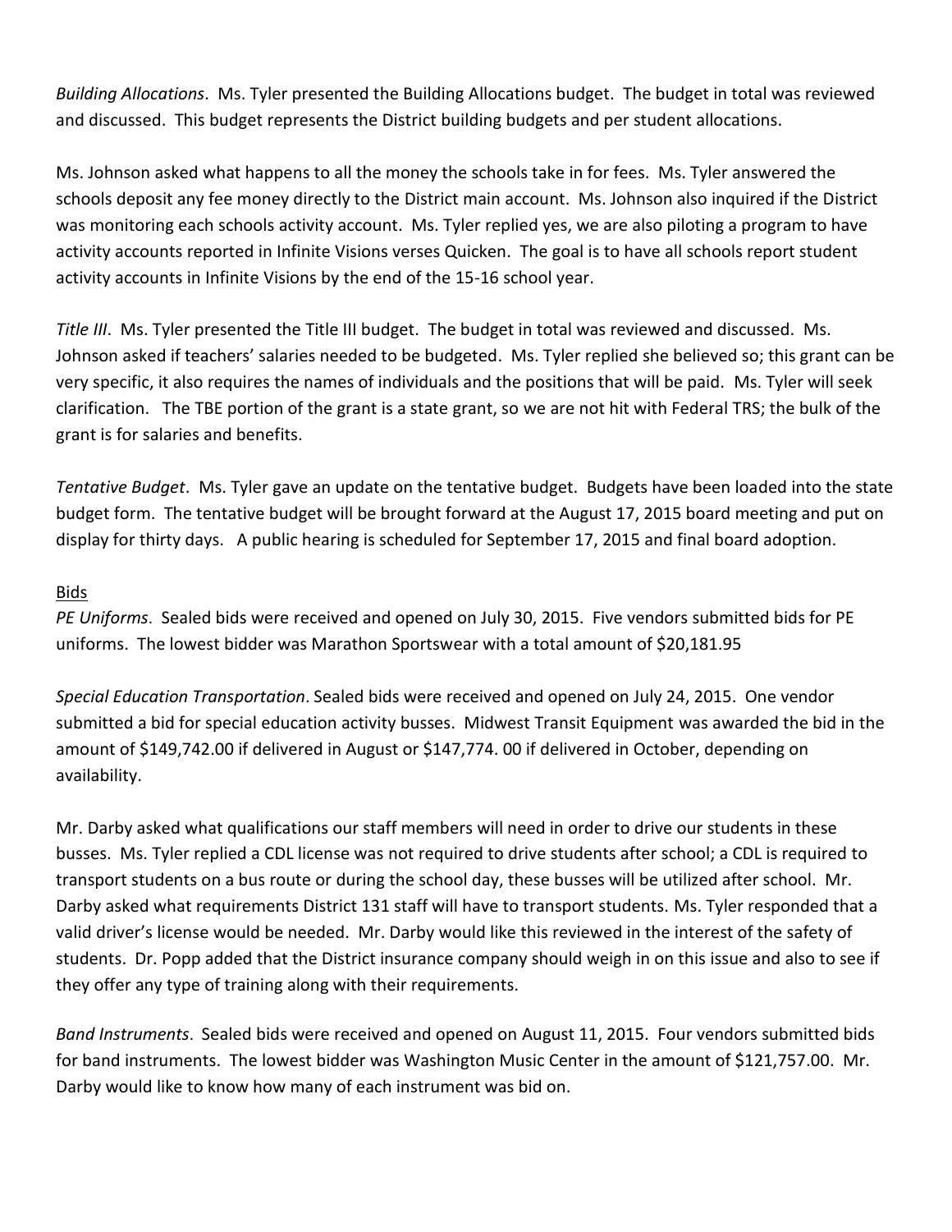*Building Allocations*. Ms. Tyler presented the Building Allocations budget. The budget in total was reviewed and discussed. This budget represents the District building budgets and per student allocations.

Ms. Johnson asked what happens to all the money the schools take in for fees. Ms. Tyler answered the schools deposit any fee money directly to the District main account. Ms. Johnson also inquired if the District was monitoring each schools activity account. Ms. Tyler replied yes, we are also piloting a program to have activity accounts reported in Infinite Visions verses Quicken. The goal is to have all schools report student activity accounts in Infinite Visions by the end of the 15-16 school year.

*Title III*. Ms. Tyler presented the Title III budget. The budget in total was reviewed and discussed. Ms. Johnson asked if teachers' salaries needed to be budgeted. Ms. Tyler replied she believed so; this grant can be very specific, it also requires the names of individuals and the positions that will be paid. Ms. Tyler will seek clarification. The TBE portion of the grant is a state grant, so we are not hit with Federal TRS; the bulk of the grant is for salaries and benefits.

*Tentative Budget*. Ms. Tyler gave an update on the tentative budget. Budgets have been loaded into the state budget form. The tentative budget will be brought forward at the August 17, 2015 board meeting and put on display for thirty days. A public hearing is scheduled for September 17, 2015 and final board adoption.

<u>Bids</u>

*PE Uniforms*. Sealed bids were received and opened on July 30, 2015. Five vendors submitted bids for PE uniforms. The lowest bidder was Marathon Sportswear with a total amount of $20,181.95

*Special Education Transportation*. Sealed bids were received and opened on July 24, 2015. One vendor submitted a bid for special education activity busses. Midwest Transit Equipment was awarded the bid in the amount of $149,742.00 if delivered in August or $147,774. 00 if delivered in October, depending on availability.

Mr. Darby asked what qualifications our staff members will need in order to drive our students in these busses. Ms. Tyler replied a CDL license was not required to drive students after school; a CDL is required to transport students on a bus route or during the school day, these busses will be utilized after school. Mr. Darby asked what requirements District 131 staff will have to transport students. Ms. Tyler responded that a valid driver's license would be needed. Mr. Darby would like this reviewed in the interest of the safety of students. Dr. Popp added that the District insurance company should weigh in on this issue and also to see if they offer any type of training along with their requirements.

*Band Instruments*. Sealed bids were received and opened on August 11, 2015. Four vendors submitted bids for band instruments. The lowest bidder was Washington Music Center in the amount of $121,757.00. Mr. Darby would like to know how many of each instrument was bid on.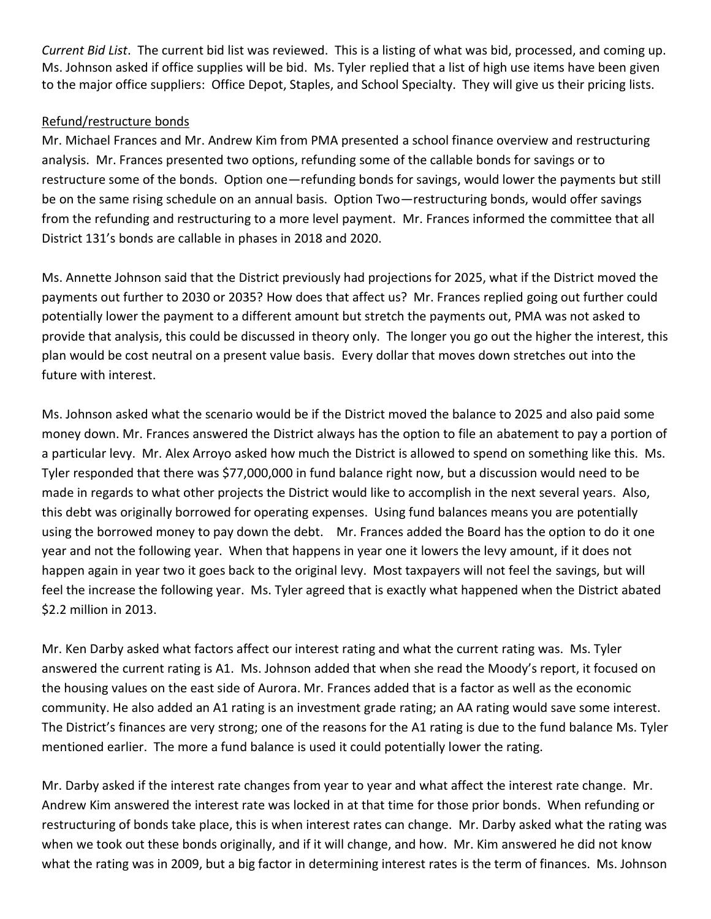*Current Bid List*. The current bid list was reviewed. This is a listing of what was bid, processed, and coming up. Ms. Johnson asked if office supplies will be bid. Ms. Tyler replied that a list of high use items have been given to the major office suppliers: Office Depot, Staples, and School Specialty. They will give us their pricing lists.

<u>Refund/restructure bonds</u>

Mr. Michael Frances and Mr. Andrew Kim from PMA presented a school finance overview and restructuring analysis. Mr. Frances presented two options, refunding some of the callable bonds for savings or to restructure some of the bonds. Option one—refunding bonds for savings, would lower the payments but still be on the same rising schedule on an annual basis. Option Two—restructuring bonds, would offer savings from the refunding and restructuring to a more level payment. Mr. Frances informed the committee that all District 131's bonds are callable in phases in 2018 and 2020.

Ms. Annette Johnson said that the District previously had projections for 2025, what if the District moved the payments out further to 2030 or 2035? How does that affect us? Mr. Frances replied going out further could potentially lower the payment to a different amount but stretch the payments out, PMA was not asked to provide that analysis, this could be discussed in theory only. The longer you go out the higher the interest, this plan would be cost neutral on a present value basis. Every dollar that moves down stretches out into the future with interest.

Ms. Johnson asked what the scenario would be if the District moved the balance to 2025 and also paid some money down. Mr. Frances answered the District always has the option to file an abatement to pay a portion of a particular levy. Mr. Alex Arroyo asked how much the District is allowed to spend on something like this. Ms. Tyler responded that there was $77,000,000 in fund balance right now, but a discussion would need to be made in regards to what other projects the District would like to accomplish in the next several years. Also, this debt was originally borrowed for operating expenses. Using fund balances means you are potentially using the borrowed money to pay down the debt. Mr. Frances added the Board has the option to do it one year and not the following year. When that happens in year one it lowers the levy amount, if it does not happen again in year two it goes back to the original levy. Most taxpayers will not feel the savings, but will feel the increase the following year. Ms. Tyler agreed that is exactly what happened when the District abated $2.2 million in 2013.

Mr. Ken Darby asked what factors affect our interest rating and what the current rating was. Ms. Tyler answered the current rating is A1. Ms. Johnson added that when she read the Moody's report, it focused on the housing values on the east side of Aurora. Mr. Frances added that is a factor as well as the economic community. He also added an A1 rating is an investment grade rating; an AA rating would save some interest. The District's finances are very strong; one of the reasons for the A1 rating is due to the fund balance Ms. Tyler mentioned earlier. The more a fund balance is used it could potentially lower the rating.

Mr. Darby asked if the interest rate changes from year to year and what affect the interest rate change. Mr. Andrew Kim answered the interest rate was locked in at that time for those prior bonds. When refunding or restructuring of bonds take place, this is when interest rates can change. Mr. Darby asked what the rating was when we took out these bonds originally, and if it will change, and how. Mr. Kim answered he did not know what the rating was in 2009, but a big factor in determining interest rates is the term of finances. Ms. Johnson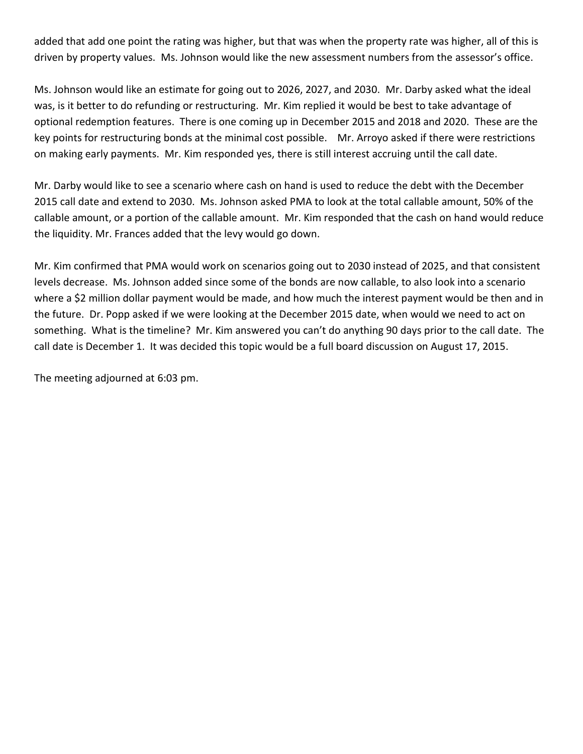added that add one point the rating was higher, but that was when the property rate was higher, all of this is driven by property values. Ms. Johnson would like the new assessment numbers from the assessor's office.

Ms. Johnson would like an estimate for going out to 2026, 2027, and 2030. Mr. Darby asked what the ideal was, is it better to do refunding or restructuring. Mr. Kim replied it would be best to take advantage of optional redemption features. There is one coming up in December 2015 and 2018 and 2020. These are the key points for restructuring bonds at the minimal cost possible. Mr. Arroyo asked if there were restrictions on making early payments. Mr. Kim responded yes, there is still interest accruing until the call date.

Mr. Darby would like to see a scenario where cash on hand is used to reduce the debt with the December 2015 call date and extend to 2030. Ms. Johnson asked PMA to look at the total callable amount, 50% of the callable amount, or a portion of the callable amount. Mr. Kim responded that the cash on hand would reduce the liquidity. Mr. Frances added that the levy would go down.

Mr. Kim confirmed that PMA would work on scenarios going out to 2030 instead of 2025, and that consistent levels decrease. Ms. Johnson added since some of the bonds are now callable, to also look into a scenario where a $2 million dollar payment would be made, and how much the interest payment would be then and in the future. Dr. Popp asked if we were looking at the December 2015 date, when would we need to act on something. What is the timeline? Mr. Kim answered you can't do anything 90 days prior to the call date. The call date is December 1. It was decided this topic would be a full board discussion on August 17, 2015.

The meeting adjourned at 6:03 pm.